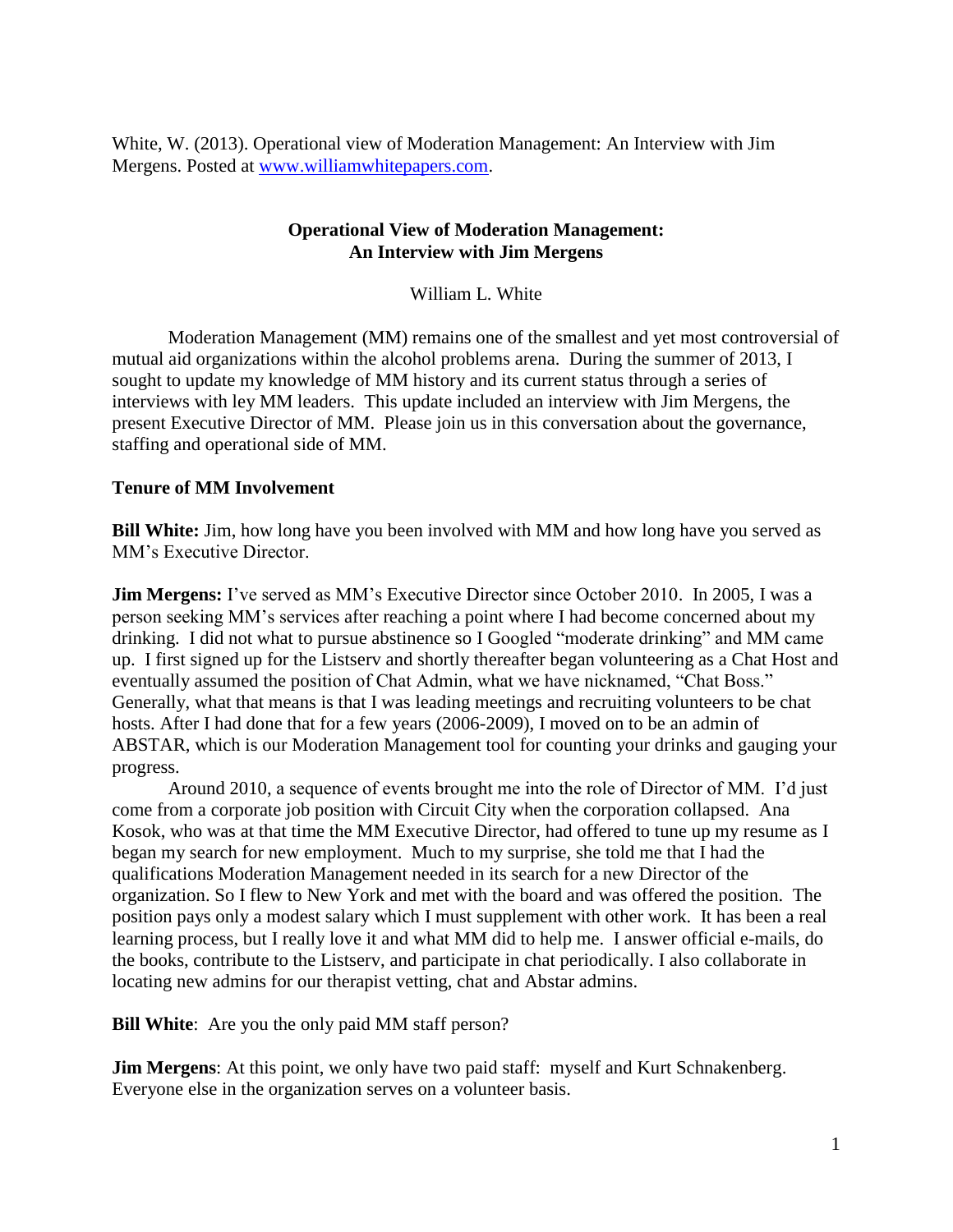White, W. (2013). Operational view of Moderation Management: An Interview with Jim Mergens. Posted at [www.williamwhitepapers.com](http://www.williamwhitepapers.com).

# Operational View of Moderation Management: An Interview with Jim Mergens

William L. White

Moderation Management (MM) remains one of the smallest and yet most controversial of mutual aid organizations within the alcohol problems arena. During the summer of 2013, I sought to update my knowledge of MM history and its current status through a series of interviews with ley MM leaders. This update included an interview with Jim Mergens, the present Executive Director of MM. Please join us in this conversation about the governance, staffing and operational side of MM.

## Tenure of MM Involvement

**Bill White:** Jim, how long have you been involved with MM and how long have you served as MM's Executive Director.

**Jim Mergens:** I've served as MM's Executive Director since October 2010. In 2005, I was a person seeking MM's services after reaching a point where I had become concerned about my drinking. I did not what to pursue abstinence so I Googled "moderate drinking" and MM came up. I first signed up for the Listserv and shortly thereafter began volunteering as a Chat Host and eventually assumed the position of Chat Admin, what we have nicknamed, "Chat Boss." Generally, what that means is that I was leading meetings and recruiting volunteers to be chat hosts. After I had done that for a few years (2006-2009), I moved on to be an admin of ABSTAR, which is our Moderation Management tool for counting your drinks and gauging your progress.

Around 2010, a sequence of events brought me into the role of Director of MM. I'd just come from a corporate job position with Circuit City when the corporation collapsed. Ana Kosok, who was at that time the MM Executive Director, had offered to tune up my resume as I began my search for new employment. Much to my surprise, she told me that I had the qualifications Moderation Management needed in its search for a new Director of the organization. So I flew to New York and met with the board and was offered the position. The position pays only a modest salary which I must supplement with other work. It has been a real learning process, but I really love it and what MM did to help me. I answer official e-mails, do the books, contribute to the Listserv, and participate in chat periodically. I also collaborate in locating new admins for our therapist vetting, chat and Abstar admins.

**Bill White**: Are you the only paid MM staff person?

**Jim Mergens**: At this point, we only have two paid staff: myself and Kurt Schnakenberg. Everyone else in the organization serves on a volunteer basis.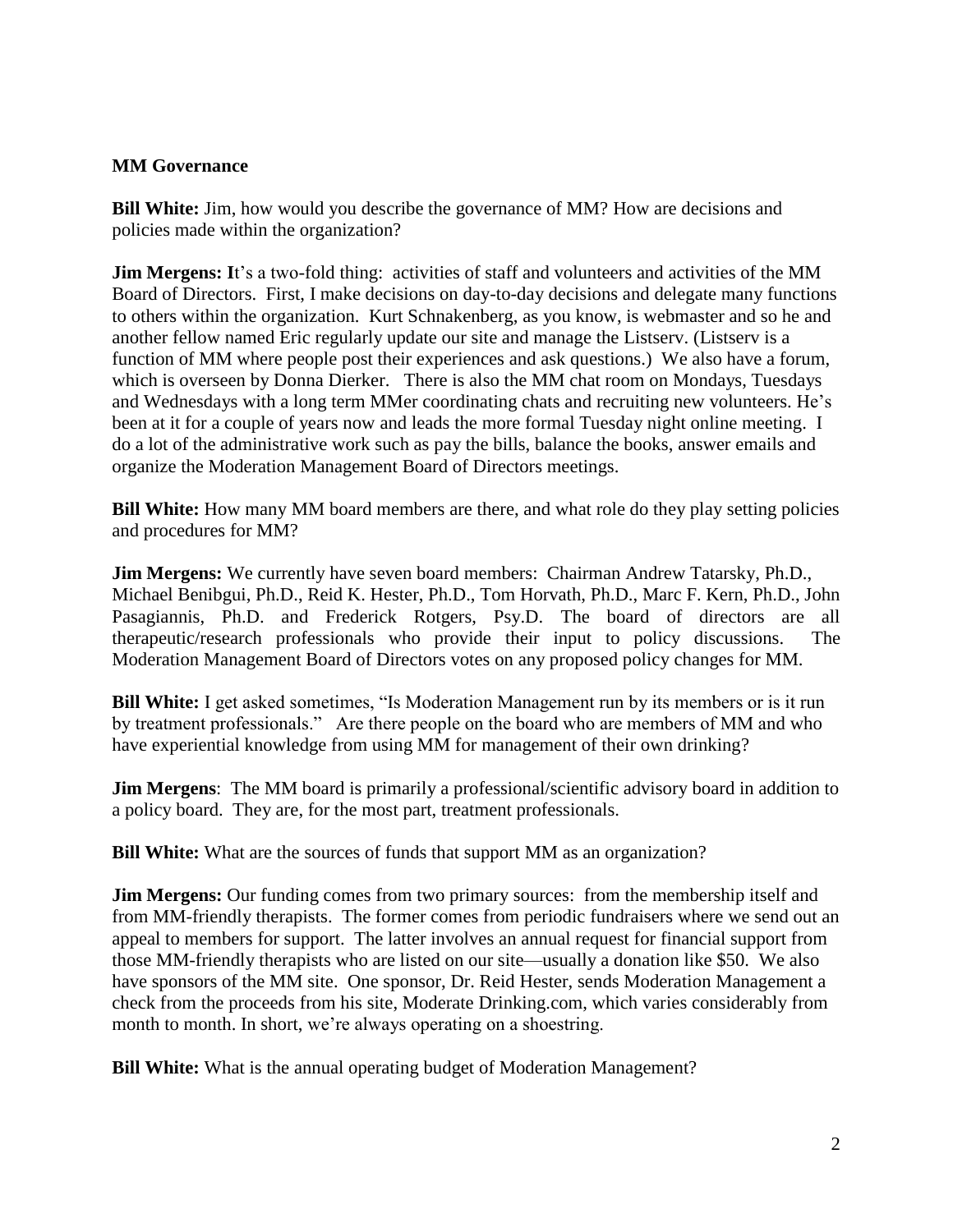**MM Governance**

**Bill White:** Jim, how would you describe the governance of MM? How are decisions and policies made within the organization?

**Jim Mergens: I**t's a two-fold thing: activities of staff and volunteers and activities of the MM Board of Directors. First, I make decisions on day-to-day decisions and delegate many functions to others within the organization. Kurt Schnakenberg, as you know, is webmaster and so he and another fellow named Eric regularly update our site and manage the Listserv. (Listserv is a function of MM where people post their experiences and ask questions.) We also have a forum, which is overseen by Donna Dierker. There is also the MM chat room on Mondays, Tuesdays and Wednesdays with a long term MMer coordinating chats and recruiting new volunteers. He's been at it for a couple of years now and leads the more formal Tuesday night online meeting. I do a lot of the administrative work such as pay the bills, balance the books, answer emails and organize the Moderation Management Board of Directors meetings.

**Bill White:** How many MM board members are there, and what role do they play setting policies and procedures for MM?

**Jim Mergens:** We currently have seven board members: Chairman Andrew Tatarsky, Ph.D., Michael Benibgui, Ph.D., Reid K. Hester, Ph.D., Tom Horvath, Ph.D., Marc F. Kern, Ph.D., John Pasagiannis, Ph.D. and Frederick Rotgers, Psy.D. The board of directors are all therapeutic/research professionals who provide their input to policy discussions. The Moderation Management Board of Directors votes on any proposed policy changes for MM.

**Bill White:** I get asked sometimes, "Is Moderation Management run by its members or is it run by treatment professionals." Are there people on the board who are members of MM and who have experiential knowledge from using MM for management of their own drinking?

**Jim Mergens**: The MM board is primarily a professional/scientific advisory board in addition to a policy board. They are, for the most part, treatment professionals.

**Bill White:** What are the sources of funds that support MM as an organization?

**Jim Mergens:** Our funding comes from two primary sources: from the membership itself and from MM-friendly therapists. The former comes from periodic fundraisers where we send out an appeal to members for support. The latter involves an annual request for financial support from those MM-friendly therapists who are listed on our site—usually a donation like $50. We also have sponsors of the MM site. One sponsor, Dr. Reid Hester, sends Moderation Management a check from the proceeds from his site, Moderate Drinking.com, which varies considerably from month to month. In short, we're always operating on a shoestring.

**Bill White:** What is the annual operating budget of Moderation Management?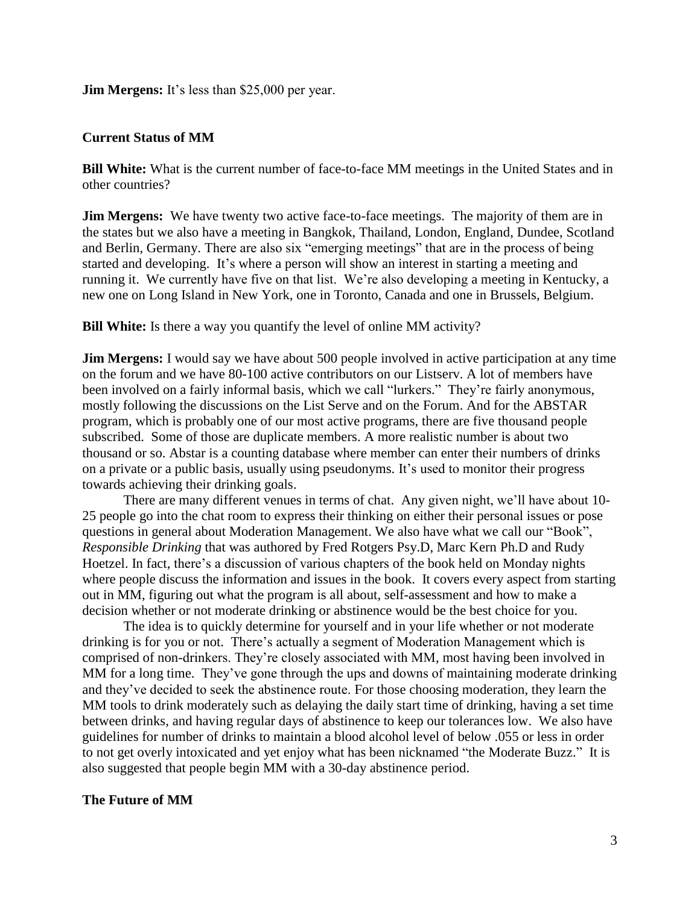**Jim Mergens:** It's less than $25,000 per year.

## Current Status of MM

**Bill White:** What is the current number of face-to-face MM meetings in the United States and in other countries?

**Jim Mergens:** We have twenty two active face-to-face meetings. The majority of them are in the states but we also have a meeting in Bangkok, Thailand, London, England, Dundee, Scotland and Berlin, Germany. There are also six "emerging meetings" that are in the process of being started and developing. It's where a person will show an interest in starting a meeting and running it. We currently have five on that list. We're also developing a meeting in Kentucky, a new one on Long Island in New York, one in Toronto, Canada and one in Brussels, Belgium.

**Bill White:** Is there a way you quantify the level of online MM activity?

**Jim Mergens:** I would say we have about 500 people involved in active participation at any time on the forum and we have 80-100 active contributors on our Listserv. A lot of members have been involved on a fairly informal basis, which we call "lurkers." They're fairly anonymous, mostly following the discussions on the List Serve and on the Forum. And for the ABSTAR program, which is probably one of our most active programs, there are five thousand people subscribed. Some of those are duplicate members. A more realistic number is about two thousand or so. Abstar is a counting database where member can enter their numbers of drinks on a private or a public basis, usually using pseudonyms. It's used to monitor their progress towards achieving their drinking goals.

There are many different venues in terms of chat. Any given night, we'll have about 10-25 people go into the chat room to express their thinking on either their personal issues or pose questions in general about Moderation Management. We also have what we call our "Book", *Responsible Drinking* that was authored by Fred Rotgers Psy.D, Marc Kern Ph.D and Rudy Hoetzel. In fact, there's a discussion of various chapters of the book held on Monday nights where people discuss the information and issues in the book. It covers every aspect from starting out in MM, figuring out what the program is all about, self-assessment and how to make a decision whether or not moderate drinking or abstinence would be the best choice for you.

The idea is to quickly determine for yourself and in your life whether or not moderate drinking is for you or not. There's actually a segment of Moderation Management which is comprised of non-drinkers. They're closely associated with MM, most having been involved in MM for a long time. They've gone through the ups and downs of maintaining moderate drinking and they've decided to seek the abstinence route. For those choosing moderation, they learn the MM tools to drink moderately such as delaying the daily start time of drinking, having a set time between drinks, and having regular days of abstinence to keep our tolerances low. We also have guidelines for number of drinks to maintain a blood alcohol level of below .055 or less in order to not get overly intoxicated and yet enjoy what has been nicknamed "the Moderate Buzz." It is also suggested that people begin MM with a 30-day abstinence period.

## The Future of MM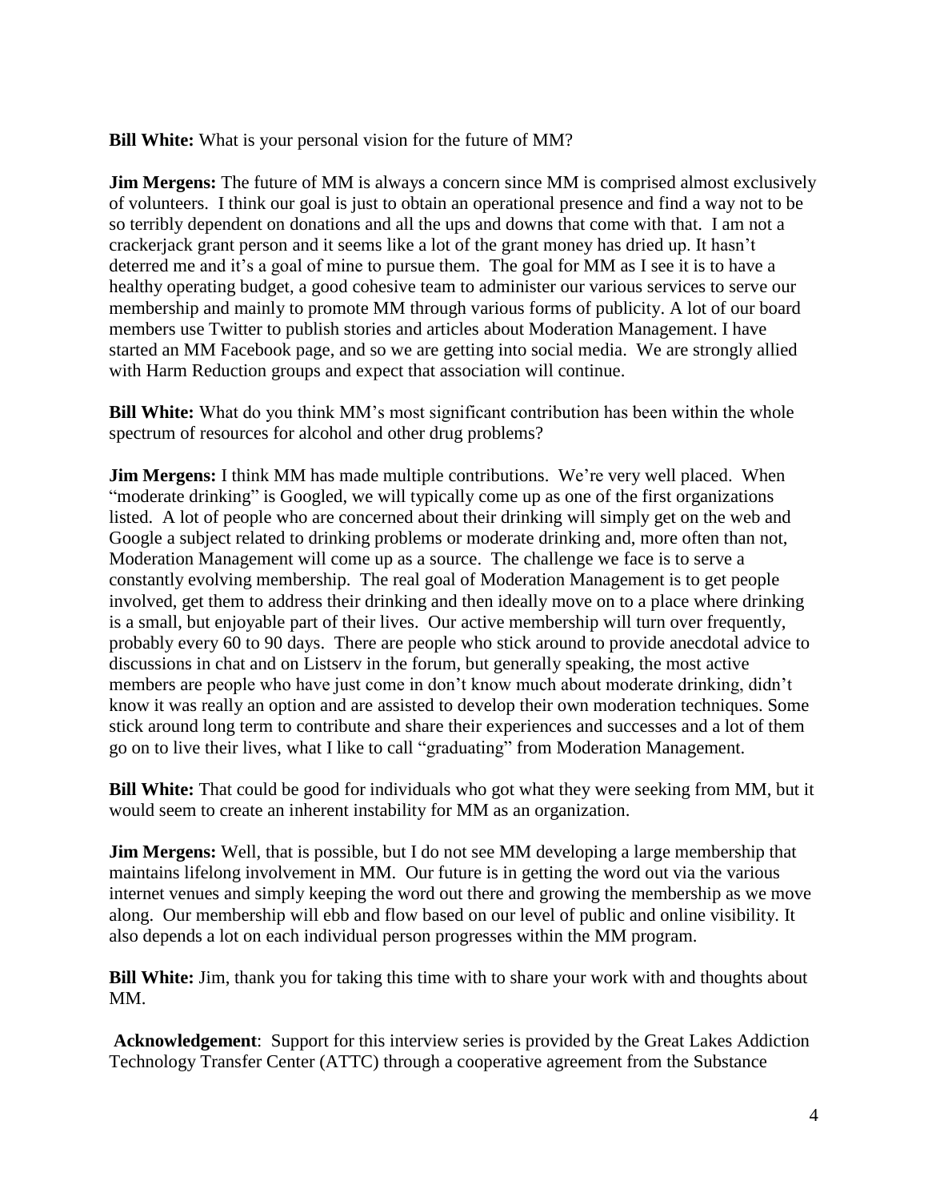**Bill White:** What is your personal vision for the future of MM?

**Jim Mergens:** The future of MM is always a concern since MM is comprised almost exclusively of volunteers. I think our goal is just to obtain an operational presence and find a way not to be so terribly dependent on donations and all the ups and downs that come with that. I am not a crackerjack grant person and it seems like a lot of the grant money has dried up. It hasn't deterred me and it's a goal of mine to pursue them. The goal for MM as I see it is to have a healthy operating budget, a good cohesive team to administer our various services to serve our membership and mainly to promote MM through various forms of publicity. A lot of our board members use Twitter to publish stories and articles about Moderation Management. I have started an MM Facebook page, and so we are getting into social media. We are strongly allied with Harm Reduction groups and expect that association will continue.

**Bill White:** What do you think MM's most significant contribution has been within the whole spectrum of resources for alcohol and other drug problems?

**Jim Mergens:** I think MM has made multiple contributions. We're very well placed. When "moderate drinking" is Googled, we will typically come up as one of the first organizations listed. A lot of people who are concerned about their drinking will simply get on the web and Google a subject related to drinking problems or moderate drinking and, more often than not, Moderation Management will come up as a source. The challenge we face is to serve a constantly evolving membership. The real goal of Moderation Management is to get people involved, get them to address their drinking and then ideally move on to a place where drinking is a small, but enjoyable part of their lives. Our active membership will turn over frequently, probably every 60 to 90 days. There are people who stick around to provide anecdotal advice to discussions in chat and on Listserv in the forum, but generally speaking, the most active members are people who have just come in don't know much about moderate drinking, didn't know it was really an option and are assisted to develop their own moderation techniques. Some stick around long term to contribute and share their experiences and successes and a lot of them go on to live their lives, what I like to call "graduating" from Moderation Management.

**Bill White:** That could be good for individuals who got what they were seeking from MM, but it would seem to create an inherent instability for MM as an organization.

**Jim Mergens:** Well, that is possible, but I do not see MM developing a large membership that maintains lifelong involvement in MM. Our future is in getting the word out via the various internet venues and simply keeping the word out there and growing the membership as we move along. Our membership will ebb and flow based on our level of public and online visibility. It also depends a lot on each individual person progresses within the MM program.

**Bill White:** Jim, thank you for taking this time with to share your work with and thoughts about MM.

**Acknowledgement**: Support for this interview series is provided by the Great Lakes Addiction Technology Transfer Center (ATTC) through a cooperative agreement from the Substance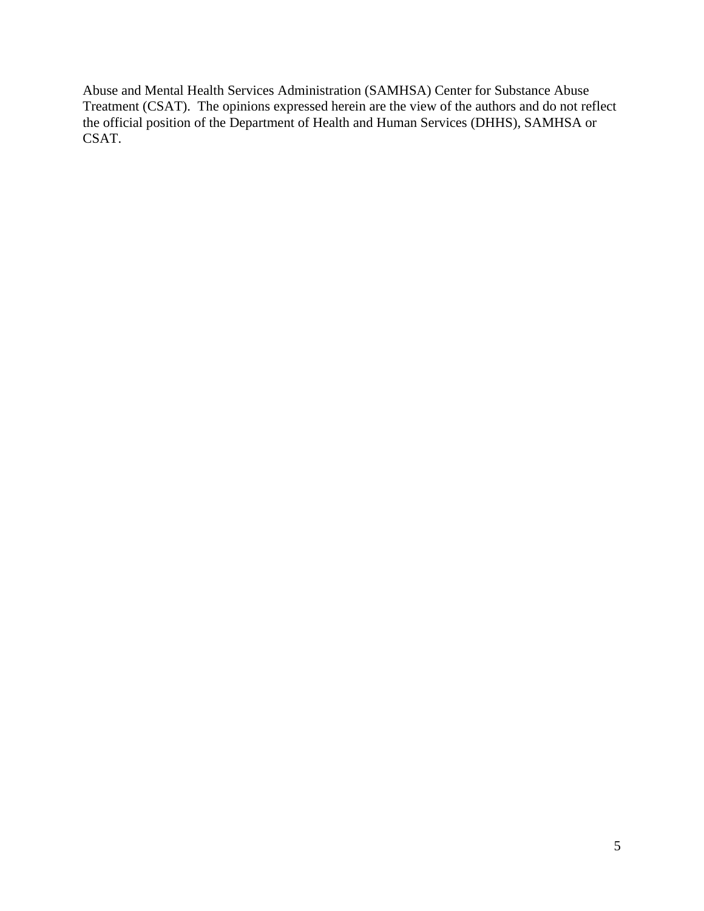Abuse and Mental Health Services Administration (SAMHSA) Center for Substance Abuse Treatment (CSAT). The opinions expressed herein are the view of the authors and do not reflect the official position of the Department of Health and Human Services (DHHS), SAMHSA or CSAT.